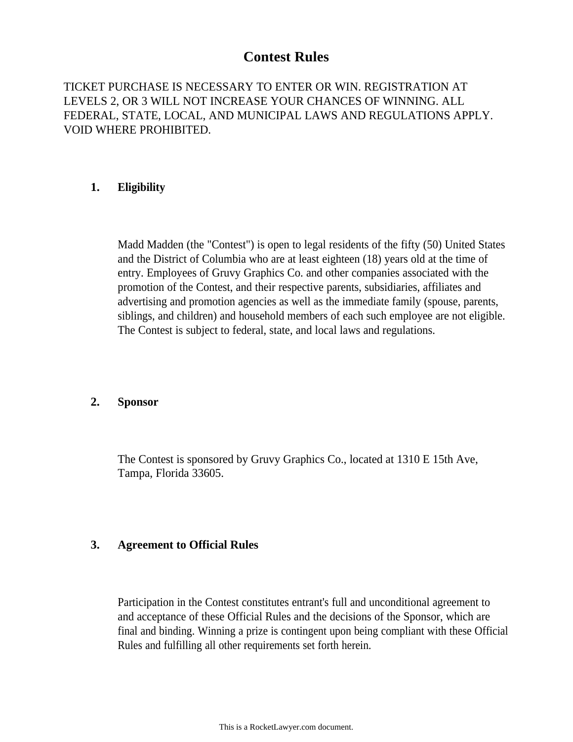# Contest Rules

TICKET PURCHASE IS NECESSARY TO ENTER OR WIN. REGISTRATION AT LEVELS 2, OR 3 WILL NOT INCREASE YOUR CHANCES OF WINNING. ALL FEDERAL, STATE, LOCAL, AND MUNICIPAL LAWS AND REGULATIONS APPLY. VOID WHERE PROHIBITED.

## 1. Eligibility

Madd Madden (the "Contest") is open to legal residents of the fifty (50) United States and the District of Columbia who are at least eighteen (18) years old at the time of entry. Employees of Gruvy Graphics Co. and other companies associated with the promotion of the Contest, and their respective parents, subsidiaries, affiliates and advertising and promotion agencies as well as the immediate family (spouse, parents, siblings, and children) and household members of each such employee are not eligible. The Contest is subject to federal, state, and local laws and regulations.

## 2. Sponsor

The Contest is sponsored by Gruvy Graphics Co., located at 1310 E 15th Ave, Tampa, Florida 33605.

## 3. Agreement to Official Rules

Participation in the Contest constitutes entrant's full and unconditional agreement to and acceptance of these Official Rules and the decisions of the Sponsor, which are final and binding. Winning a prize is contingent upon being compliant with these Official Rules and fulfilling all other requirements set forth herein.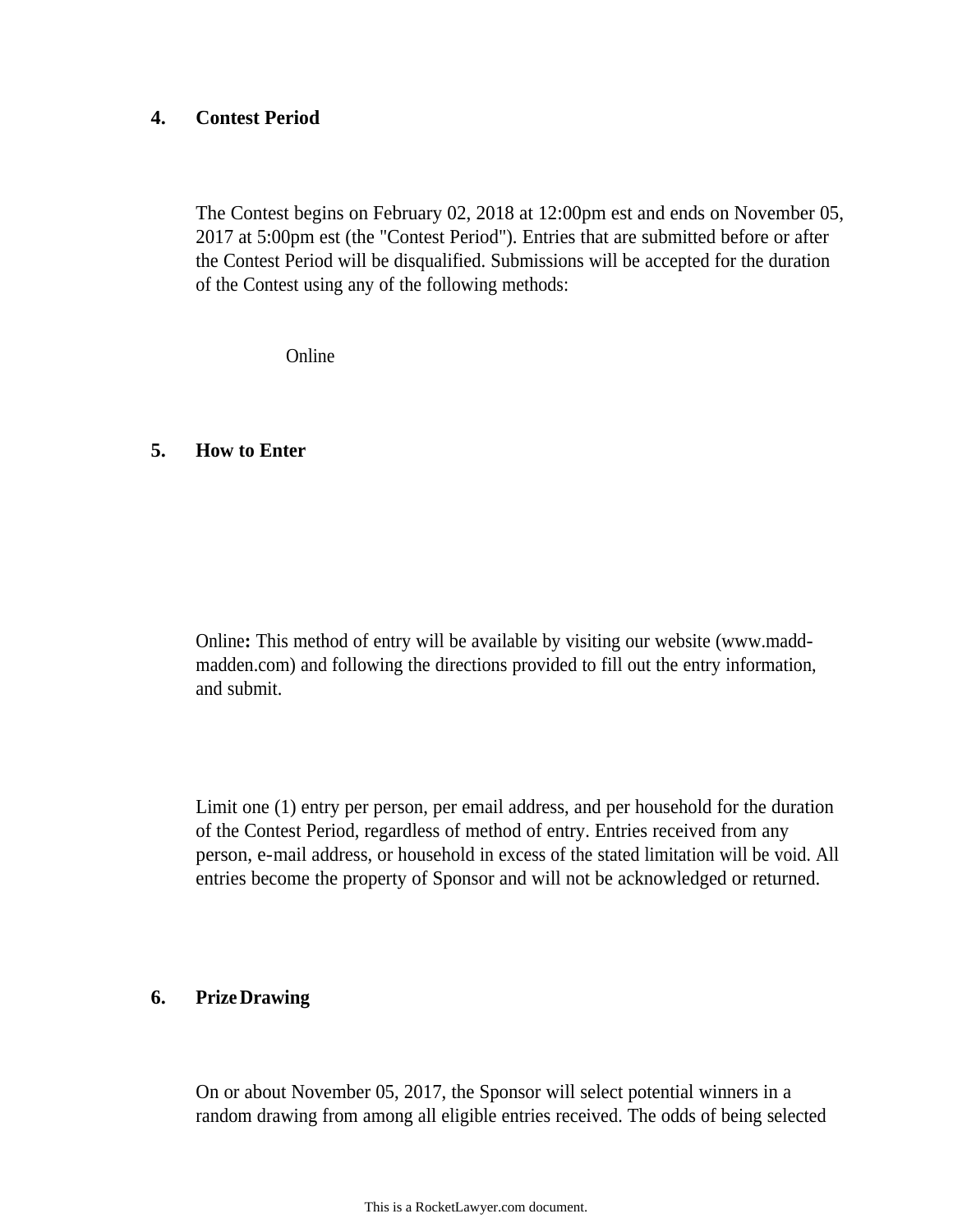## 4. Contest Period

The Contest begins on February 02, 2018 at 12:00pm est and ends on November 05, 2017 at 5:00pm est (the "Contest Period"). Entries that are submitted before or after the Contest Period will be disqualified. Submissions will be accepted for the duration of the Contest using any of the following methods:

Online

## 5. How to Enter

Online**:** This method of entry will be available by visiting our website (www.madd-madden.com) and following the directions provided to fill out the entry information, and submit.

Limit one (1) entry per person, per email address, and per household for the duration of the Contest Period, regardless of method of entry. Entries received from any person, e-mail address, or household in excess of the stated limitation will be void. All entries become the property of Sponsor and will not be acknowledged or returned.

## 6. Prize Drawing

On or about November 05, 2017, the Sponsor will select potential winners in a random drawing from among all eligible entries received. The odds of being selected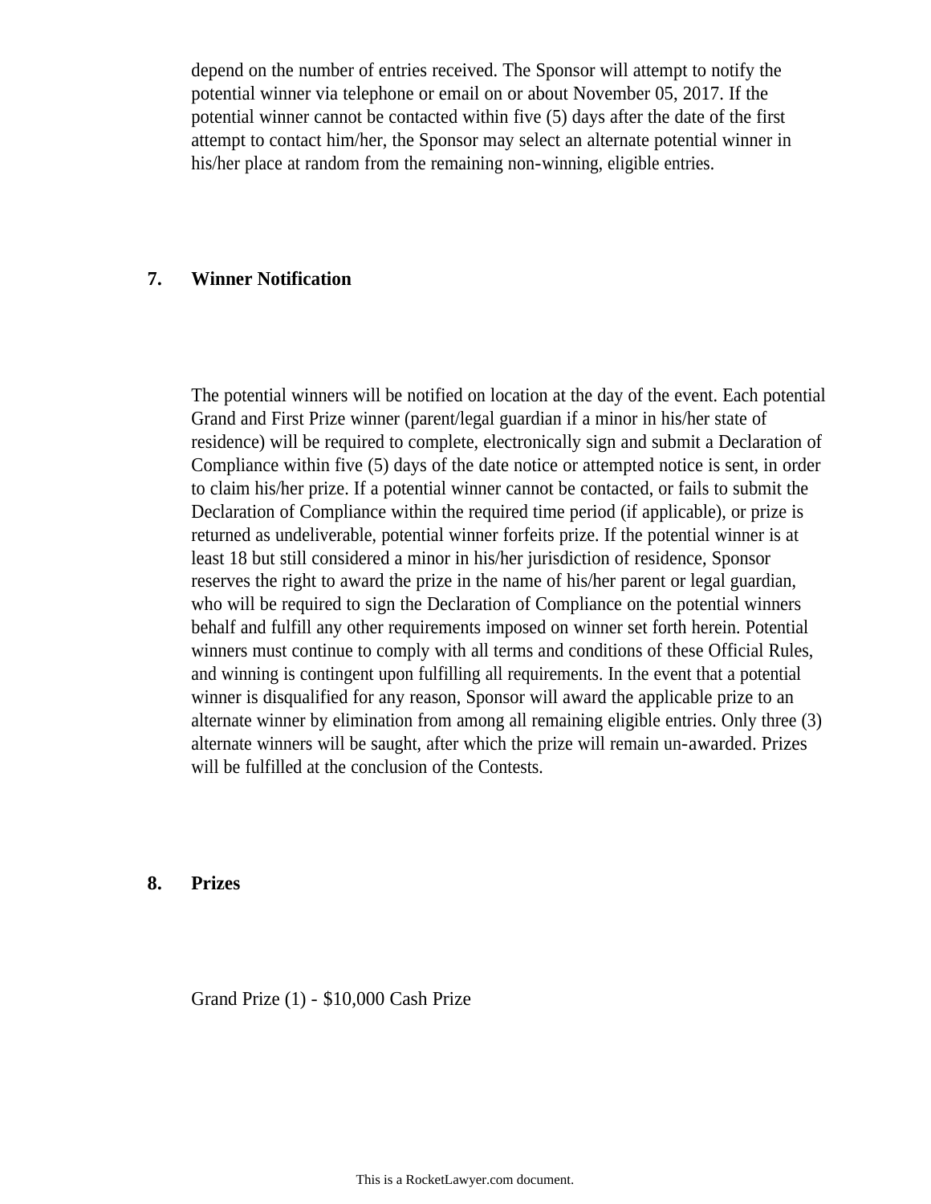depend on the number of entries received. The Sponsor will attempt to notify the potential winner via telephone or email on or about November 05, 2017. If the potential winner cannot be contacted within five (5) days after the date of the first attempt to contact him/her, the Sponsor may select an alternate potential winner in his/her place at random from the remaining non-winning, eligible entries.

## 7. Winner Notification

The potential winners will be notified on location at the day of the event. Each potential Grand and First Prize winner (parent/legal guardian if a minor in his/her state of residence) will be required to complete, electronically sign and submit a Declaration of Compliance within five (5) days of the date notice or attempted notice is sent, in order to claim his/her prize. If a potential winner cannot be contacted, or fails to submit the Declaration of Compliance within the required time period (if applicable), or prize is returned as undeliverable, potential winner forfeits prize. If the potential winner is at least 18 but still considered a minor in his/her jurisdiction of residence, Sponsor reserves the right to award the prize in the name of his/her parent or legal guardian, who will be required to sign the Declaration of Compliance on the potential winners behalf and fulfill any other requirements imposed on winner set forth herein. Potential winners must continue to comply with all terms and conditions of these Official Rules, and winning is contingent upon fulfilling all requirements. In the event that a potential winner is disqualified for any reason, Sponsor will award the applicable prize to an alternate winner by elimination from among all remaining eligible entries. Only three (3) alternate winners will be saught, after which the prize will remain un-awarded. Prizes will be fulfilled at the conclusion of the Contests.

## 8. Prizes

Grand Prize (1) - $10,000 Cash Prize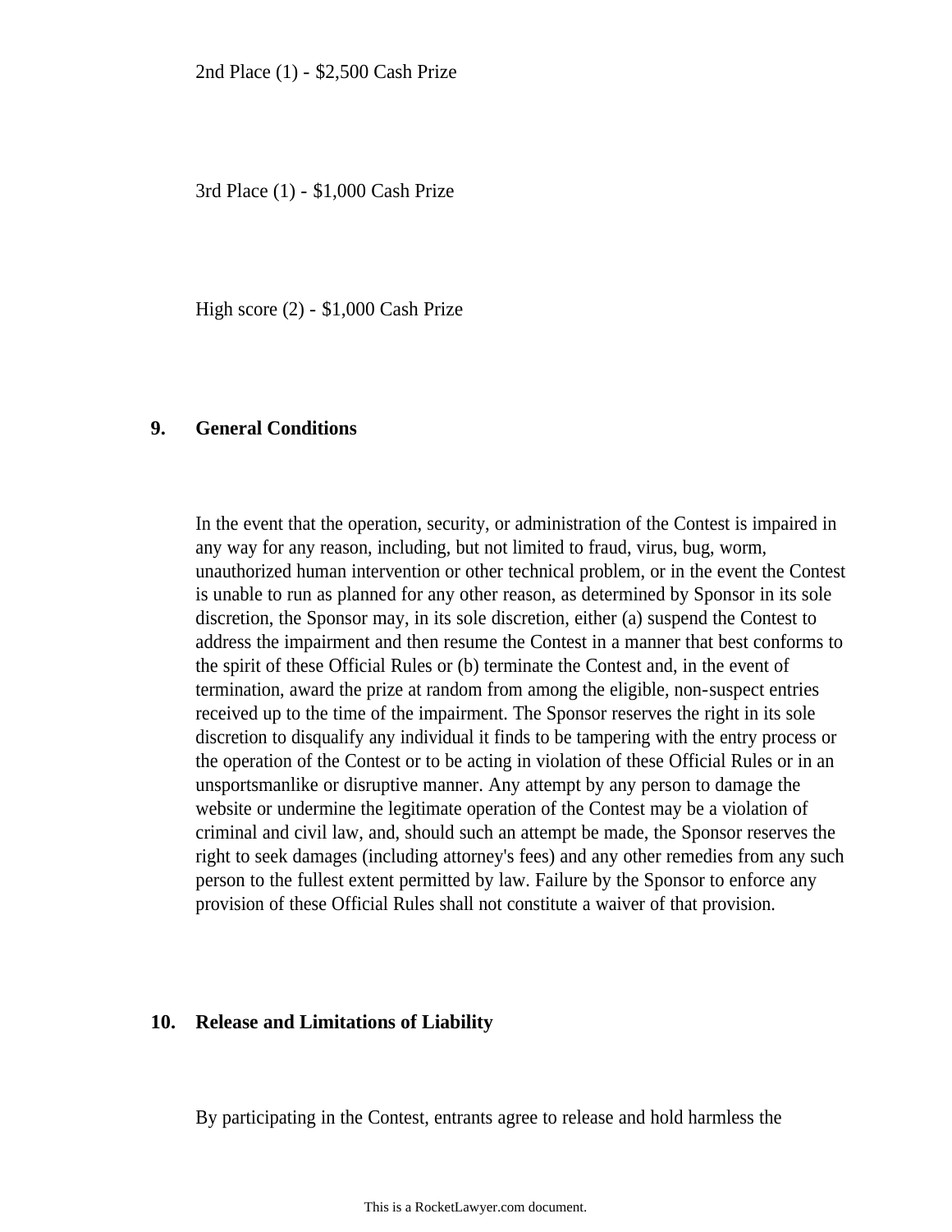2nd Place (1) - $2,500 Cash Prize

3rd Place (1) - $1,000 Cash Prize

High score (2) - $1,000 Cash Prize

## 9. General Conditions

In the event that the operation, security, or administration of the Contest is impaired in any way for any reason, including, but not limited to fraud, virus, bug, worm, unauthorized human intervention or other technical problem, or in the event the Contest is unable to run as planned for any other reason, as determined by Sponsor in its sole discretion, the Sponsor may, in its sole discretion, either (a) suspend the Contest to address the impairment and then resume the Contest in a manner that best conforms to the spirit of these Official Rules or (b) terminate the Contest and, in the event of termination, award the prize at random from among the eligible, non-suspect entries received up to the time of the impairment. The Sponsor reserves the right in its sole discretion to disqualify any individual it finds to be tampering with the entry process or the operation of the Contest or to be acting in violation of these Official Rules or in an unsportsmanlike or disruptive manner. Any attempt by any person to damage the website or undermine the legitimate operation of the Contest may be a violation of criminal and civil law, and, should such an attempt be made, the Sponsor reserves the right to seek damages (including attorney's fees) and any other remedies from any such person to the fullest extent permitted by law. Failure by the Sponsor to enforce any provision of these Official Rules shall not constitute a waiver of that provision.

## 10. Release and Limitations of Liability

By participating in the Contest, entrants agree to release and hold harmless the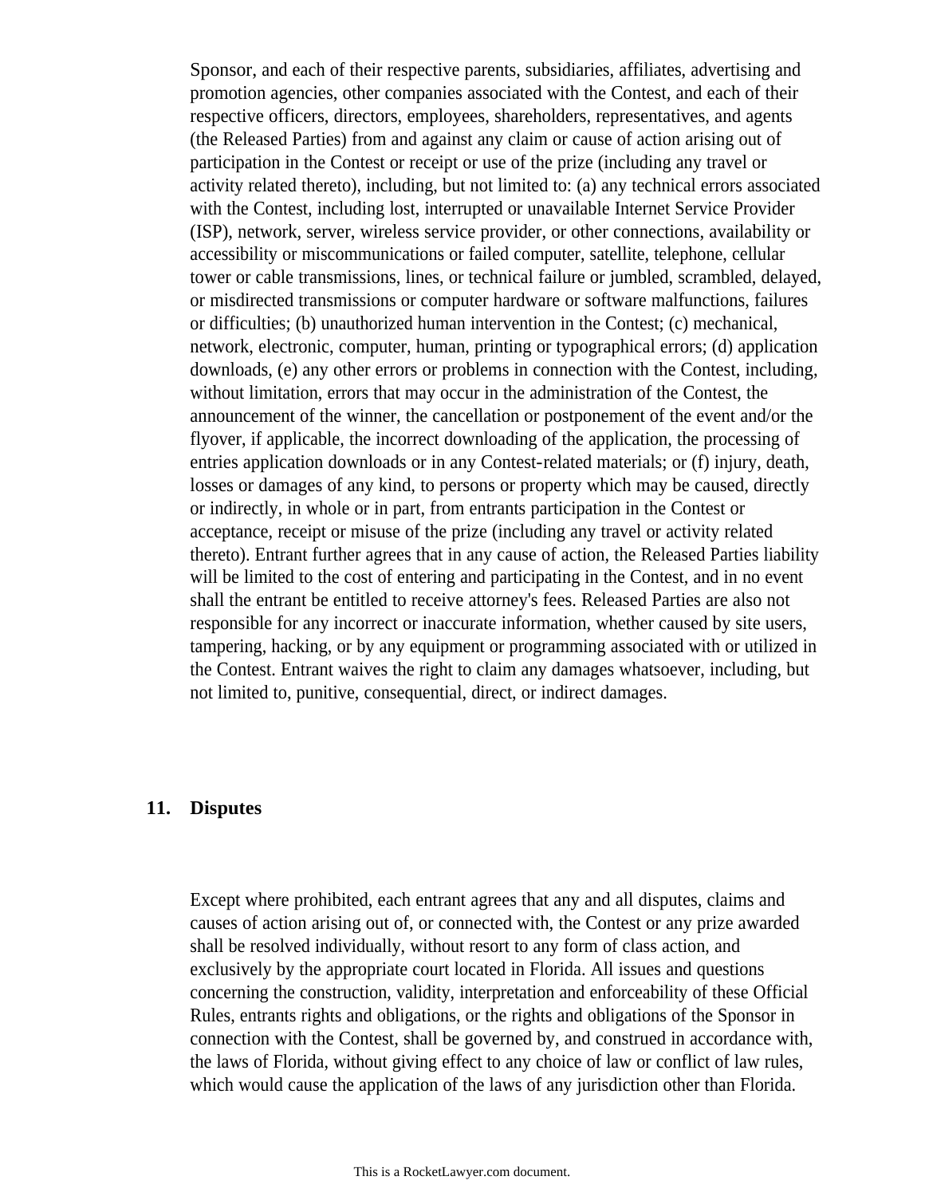Sponsor, and each of their respective parents, subsidiaries, affiliates, advertising and promotion agencies, other companies associated with the Contest, and each of their respective officers, directors, employees, shareholders, representatives, and agents (the Released Parties) from and against any claim or cause of action arising out of participation in the Contest or receipt or use of the prize (including any travel or activity related thereto), including, but not limited to: (a) any technical errors associated with the Contest, including lost, interrupted or unavailable Internet Service Provider (ISP), network, server, wireless service provider, or other connections, availability or accessibility or miscommunications or failed computer, satellite, telephone, cellular tower or cable transmissions, lines, or technical failure or jumbled, scrambled, delayed, or misdirected transmissions or computer hardware or software malfunctions, failures or difficulties; (b) unauthorized human intervention in the Contest; (c) mechanical, network, electronic, computer, human, printing or typographical errors; (d) application downloads, (e) any other errors or problems in connection with the Contest, including, without limitation, errors that may occur in the administration of the Contest, the announcement of the winner, the cancellation or postponement of the event and/or the flyover, if applicable, the incorrect downloading of the application, the processing of entries application downloads or in any Contest-related materials; or (f) injury, death, losses or damages of any kind, to persons or property which may be caused, directly or indirectly, in whole or in part, from entrants participation in the Contest or acceptance, receipt or misuse of the prize (including any travel or activity related thereto). Entrant further agrees that in any cause of action, the Released Parties liability will be limited to the cost of entering and participating in the Contest, and in no event shall the entrant be entitled to receive attorney's fees. Released Parties are also not responsible for any incorrect or inaccurate information, whether caused by site users, tampering, hacking, or by any equipment or programming associated with or utilized in the Contest. Entrant waives the right to claim any damages whatsoever, including, but not limited to, punitive, consequential, direct, or indirect damages.

## 11. Disputes

Except where prohibited, each entrant agrees that any and all disputes, claims and causes of action arising out of, or connected with, the Contest or any prize awarded shall be resolved individually, without resort to any form of class action, and exclusively by the appropriate court located in Florida. All issues and questions concerning the construction, validity, interpretation and enforceability of these Official Rules, entrants rights and obligations, or the rights and obligations of the Sponsor in connection with the Contest, shall be governed by, and construed in accordance with, the laws of Florida, without giving effect to any choice of law or conflict of law rules, which would cause the application of the laws of any jurisdiction other than Florida.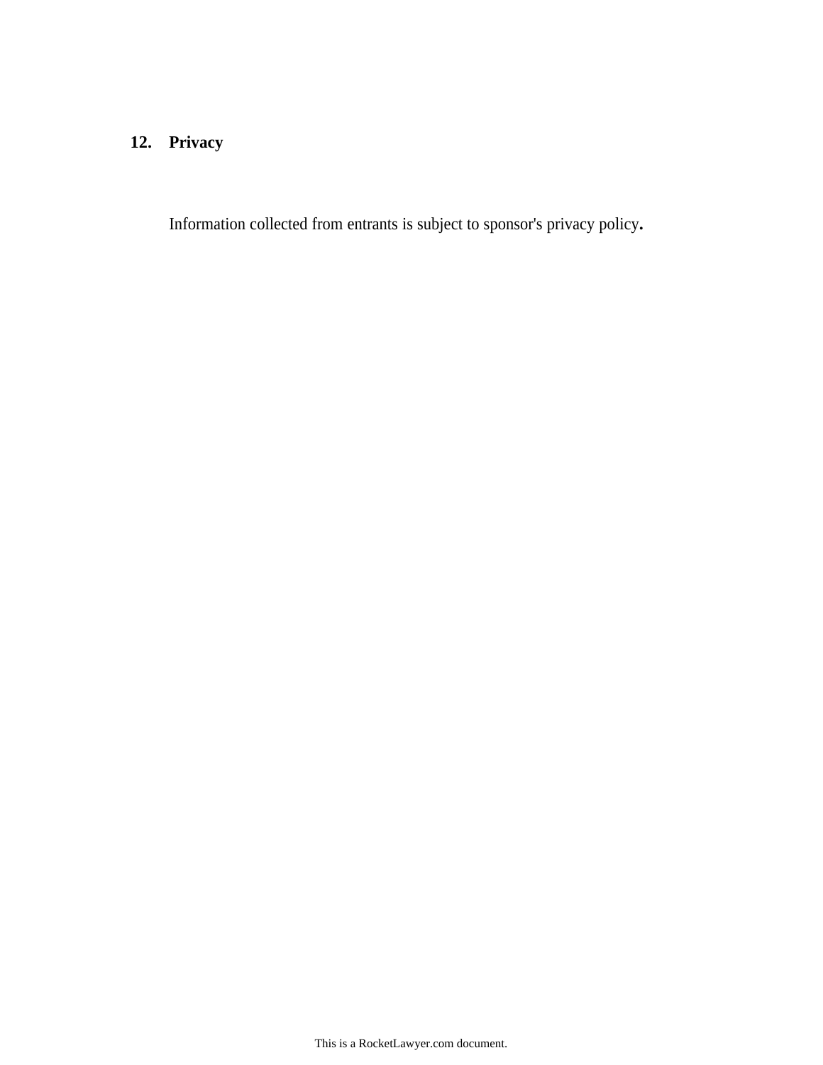## 12. Privacy

Information collected from entrants is subject to sponsor's privacy policy.

This is a RocketLawyer.com document.